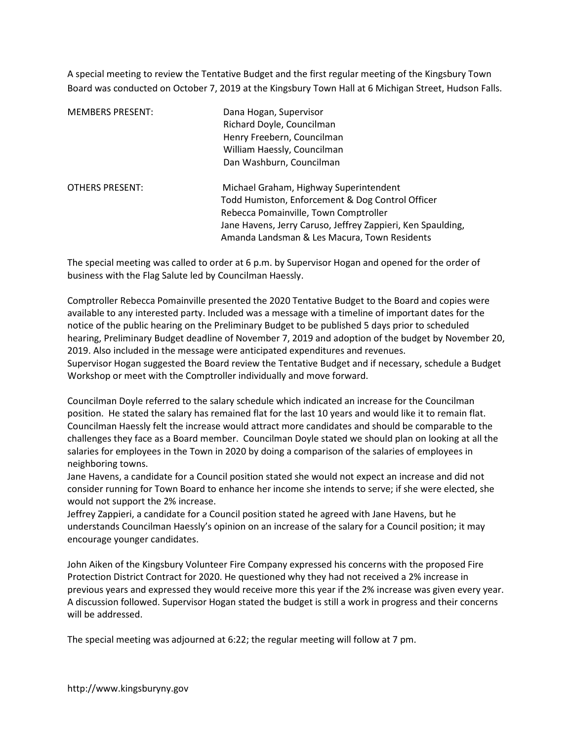A special meeting to review the Tentative Budget and the first regular meeting of the Kingsbury Town Board was conducted on October 7, 2019 at the Kingsbury Town Hall at 6 Michigan Street, Hudson Falls.

| | |
|---|---|
| MEMBERS PRESENT: | Dana Hogan, Supervisor<br>Richard Doyle, Councilman<br>Henry Freebern, Councilman<br>William Haessly, Councilman<br>Dan Washburn, Councilman |
| OTHERS PRESENT: | Michael Graham, Highway Superintendent<br>Todd Humiston, Enforcement & Dog Control Officer<br>Rebecca Pomainville, Town Comptroller<br>Jane Havens, Jerry Caruso, Jeffrey Zappieri, Ken Spaulding,<br>Amanda Landsman & Les Macura, Town Residents |

The special meeting was called to order at 6 p.m. by Supervisor Hogan and opened for the order of business with the Flag Salute led by Councilman Haessly.

Comptroller Rebecca Pomainville presented the 2020 Tentative Budget to the Board and copies were available to any interested party. Included was a message with a timeline of important dates for the notice of the public hearing on the Preliminary Budget to be published 5 days prior to scheduled hearing, Preliminary Budget deadline of November 7, 2019 and adoption of the budget by November 20, 2019. Also included in the message were anticipated expenditures and revenues.
Supervisor Hogan suggested the Board review the Tentative Budget and if necessary, schedule a Budget Workshop or meet with the Comptroller individually and move forward.

Councilman Doyle referred to the salary schedule which indicated an increase for the Councilman position. He stated the salary has remained flat for the last 10 years and would like it to remain flat. Councilman Haessly felt the increase would attract more candidates and should be comparable to the challenges they face as a Board member. Councilman Doyle stated we should plan on looking at all the salaries for employees in the Town in 2020 by doing a comparison of the salaries of employees in neighboring towns.
Jane Havens, a candidate for a Council position stated she would not expect an increase and did not consider running for Town Board to enhance her income she intends to serve; if she were elected, she would not support the 2% increase.
Jeffrey Zappieri, a candidate for a Council position stated he agreed with Jane Havens, but he understands Councilman Haessly's opinion on an increase of the salary for a Council position; it may encourage younger candidates.

John Aiken of the Kingsbury Volunteer Fire Company expressed his concerns with the proposed Fire Protection District Contract for 2020. He questioned why they had not received a 2% increase in previous years and expressed they would receive more this year if the 2% increase was given every year. A discussion followed. Supervisor Hogan stated the budget is still a work in progress and their concerns will be addressed.

The special meeting was adjourned at 6:22; the regular meeting will follow at 7 pm.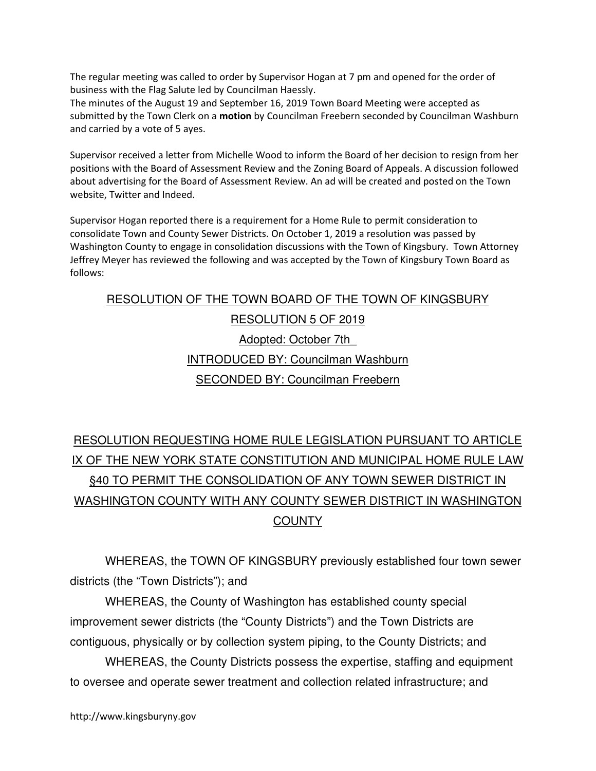The regular meeting was called to order by Supervisor Hogan at 7 pm and opened for the order of business with the Flag Salute led by Councilman Haessly.
The minutes of the August 19 and September 16, 2019 Town Board Meeting were accepted as submitted by the Town Clerk on a **motion** by Councilman Freebern seconded by Councilman Washburn and carried by a vote of 5 ayes.

Supervisor received a letter from Michelle Wood to inform the Board of her decision to resign from her positions with the Board of Assessment Review and the Zoning Board of Appeals. A discussion followed about advertising for the Board of Assessment Review. An ad will be created and posted on the Town website, Twitter and Indeed.

Supervisor Hogan reported there is a requirement for a Home Rule to permit consideration to consolidate Town and County Sewer Districts. On October 1, 2019 a resolution was passed by Washington County to engage in consolidation discussions with the Town of Kingsbury. Town Attorney Jeffrey Meyer has reviewed the following and was accepted by the Town of Kingsbury Town Board as follows:

RESOLUTION OF THE TOWN BOARD OF THE TOWN OF KINGSBURY

RESOLUTION 5 OF 2019

Adopted: October 7th

INTRODUCED BY: Councilman Washburn

SECONDED BY: Councilman Freebern

RESOLUTION REQUESTING HOME RULE LEGISLATION PURSUANT TO ARTICLE IX OF THE NEW YORK STATE CONSTITUTION AND MUNICIPAL HOME RULE LAW §40 TO PERMIT THE CONSOLIDATION OF ANY TOWN SEWER DISTRICT IN WASHINGTON COUNTY WITH ANY COUNTY SEWER DISTRICT IN WASHINGTON COUNTY

WHEREAS, the TOWN OF KINGSBURY previously established four town sewer districts (the "Town Districts"); and

WHEREAS, the County of Washington has established county special improvement sewer districts (the "County Districts") and the Town Districts are contiguous, physically or by collection system piping, to the County Districts; and

WHEREAS, the County Districts possess the expertise, staffing and equipment to oversee and operate sewer treatment and collection related infrastructure; and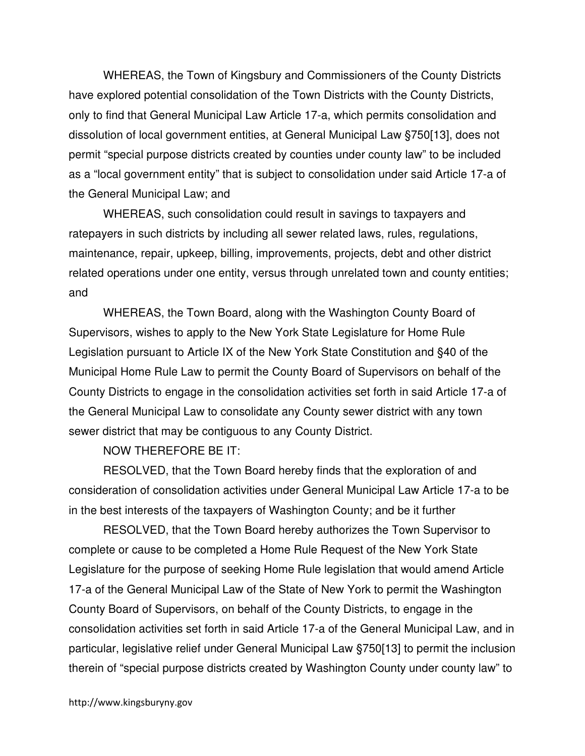WHEREAS, the Town of Kingsbury and Commissioners of the County Districts have explored potential consolidation of the Town Districts with the County Districts, only to find that General Municipal Law Article 17-a, which permits consolidation and dissolution of local government entities, at General Municipal Law §750[13], does not permit "special purpose districts created by counties under county law" to be included as a "local government entity" that is subject to consolidation under said Article 17-a of the General Municipal Law; and

WHEREAS, such consolidation could result in savings to taxpayers and ratepayers in such districts by including all sewer related laws, rules, regulations, maintenance, repair, upkeep, billing, improvements, projects, debt and other district related operations under one entity, versus through unrelated town and county entities; and

WHEREAS, the Town Board, along with the Washington County Board of Supervisors, wishes to apply to the New York State Legislature for Home Rule Legislation pursuant to Article IX of the New York State Constitution and §40 of the Municipal Home Rule Law to permit the County Board of Supervisors on behalf of the County Districts to engage in the consolidation activities set forth in said Article 17-a of the General Municipal Law to consolidate any County sewer district with any town sewer district that may be contiguous to any County District.

NOW THEREFORE BE IT:

RESOLVED, that the Town Board hereby finds that the exploration of and consideration of consolidation activities under General Municipal Law Article 17-a to be in the best interests of the taxpayers of Washington County; and be it further

RESOLVED, that the Town Board hereby authorizes the Town Supervisor to complete or cause to be completed a Home Rule Request of the New York State Legislature for the purpose of seeking Home Rule legislation that would amend Article 17-a of the General Municipal Law of the State of New York to permit the Washington County Board of Supervisors, on behalf of the County Districts, to engage in the consolidation activities set forth in said Article 17-a of the General Municipal Law, and in particular, legislative relief under General Municipal Law §750[13] to permit the inclusion therein of "special purpose districts created by Washington County under county law" to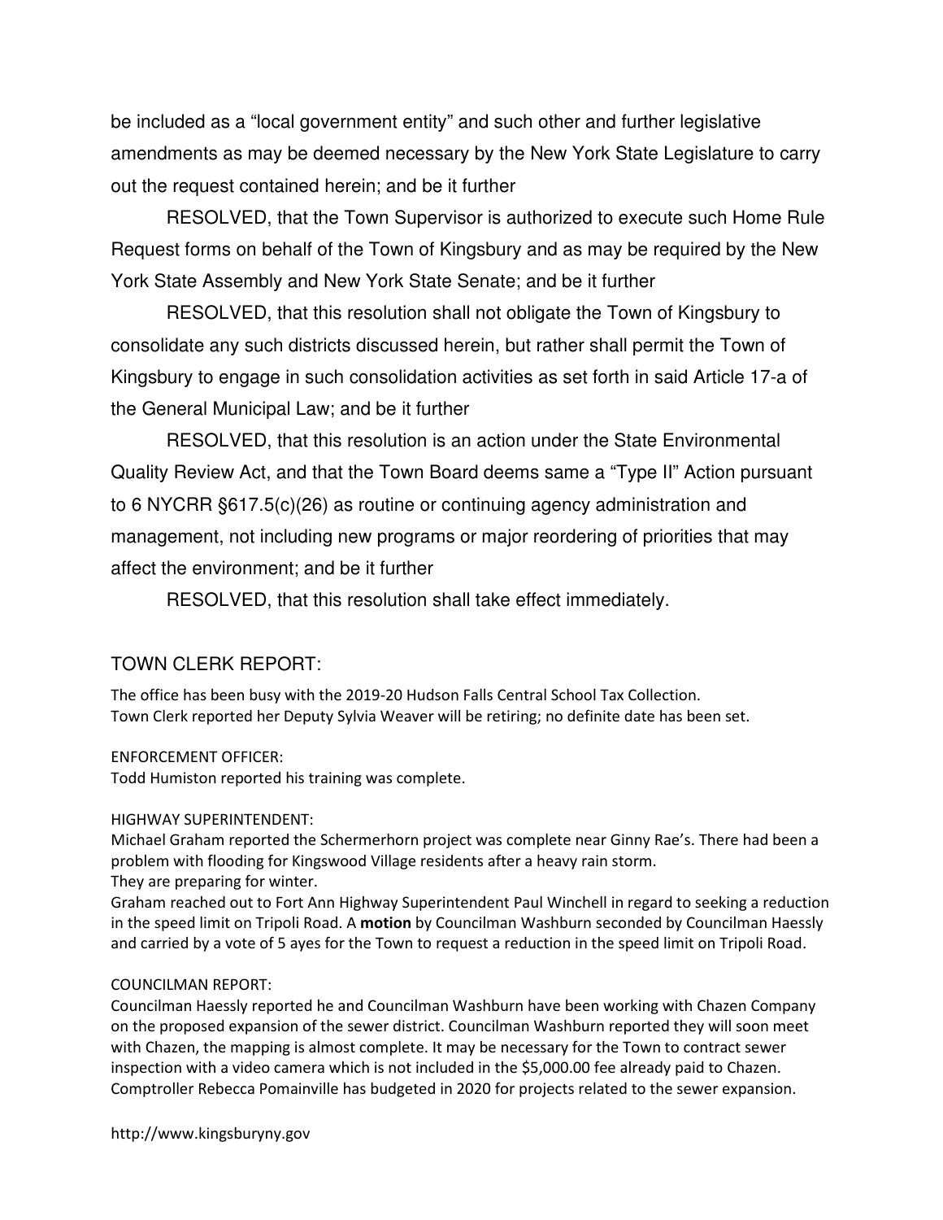be included as a "local government entity" and such other and further legislative amendments as may be deemed necessary by the New York State Legislature to carry out the request contained herein; and be it further

RESOLVED, that the Town Supervisor is authorized to execute such Home Rule Request forms on behalf of the Town of Kingsbury and as may be required by the New York State Assembly and New York State Senate; and be it further

RESOLVED, that this resolution shall not obligate the Town of Kingsbury to consolidate any such districts discussed herein, but rather shall permit the Town of Kingsbury to engage in such consolidation activities as set forth in said Article 17-a of the General Municipal Law; and be it further

RESOLVED, that this resolution is an action under the State Environmental Quality Review Act, and that the Town Board deems same a "Type II" Action pursuant to 6 NYCRR §617.5(c)(26) as routine or continuing agency administration and management, not including new programs or major reordering of priorities that may affect the environment; and be it further

RESOLVED, that this resolution shall take effect immediately.

## TOWN CLERK REPORT:

The office has been busy with the 2019-20 Hudson Falls Central School Tax Collection.
Town Clerk reported her Deputy Sylvia Weaver will be retiring; no definite date has been set.

ENFORCEMENT OFFICER:
Todd Humiston reported his training was complete.

HIGHWAY SUPERINTENDENT:
Michael Graham reported the Schermerhorn project was complete near Ginny Rae's. There had been a problem with flooding for Kingswood Village residents after a heavy rain storm.
They are preparing for winter.
Graham reached out to Fort Ann Highway Superintendent Paul Winchell in regard to seeking a reduction in the speed limit on Tripoli Road. A **motion** by Councilman Washburn seconded by Councilman Haessly and carried by a vote of 5 ayes for the Town to request a reduction in the speed limit on Tripoli Road.

COUNCILMAN REPORT:
Councilman Haessly reported he and Councilman Washburn have been working with Chazen Company on the proposed expansion of the sewer district. Councilman Washburn reported they will soon meet with Chazen, the mapping is almost complete. It may be necessary for the Town to contract sewer inspection with a video camera which is not included in the $5,000.00 fee already paid to Chazen. Comptroller Rebecca Pomainville has budgeted in 2020 for projects related to the sewer expansion.

http://www.kingsburyny.gov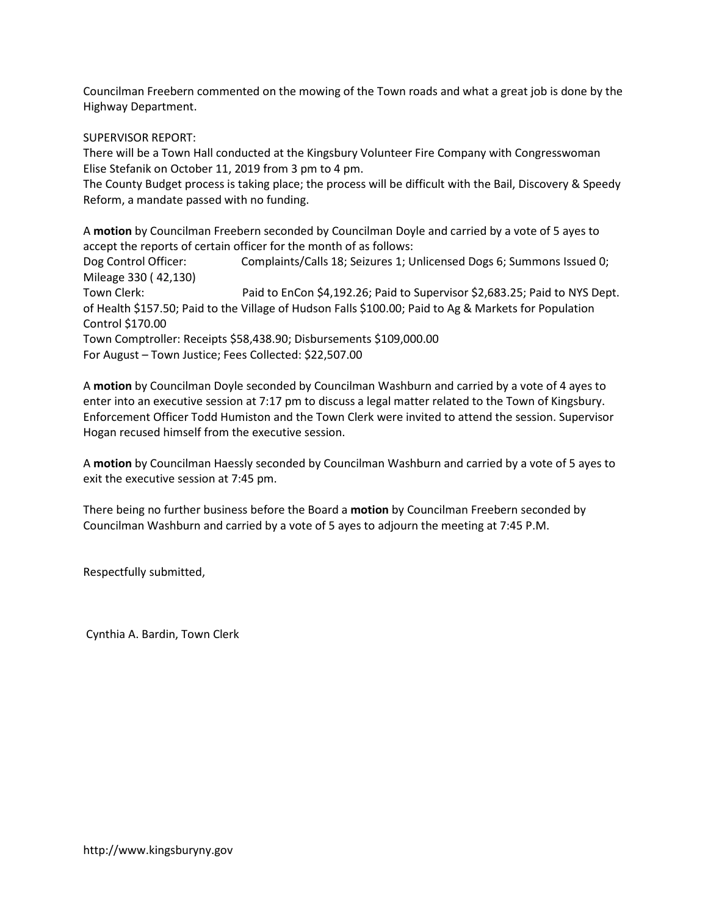Councilman Freebern commented on the mowing of the Town roads and what a great job is done by the Highway Department.

SUPERVISOR REPORT:
There will be a Town Hall conducted at the Kingsbury Volunteer Fire Company with Congresswoman Elise Stefanik on October 11, 2019 from 3 pm to 4 pm.
The County Budget process is taking place; the process will be difficult with the Bail, Discovery & Speedy Reform, a mandate passed with no funding.

A **motion** by Councilman Freebern seconded by Councilman Doyle and carried by a vote of 5 ayes to accept the reports of certain officer for the month of as follows:
Dog Control Officer: Complaints/Calls 18; Seizures 1; Unlicensed Dogs 6; Summons Issued 0; Mileage 330 ( 42,130)
Town Clerk: Paid to EnCon $4,192.26; Paid to Supervisor $2,683.25; Paid to NYS Dept. of Health $157.50; Paid to the Village of Hudson Falls $100.00; Paid to Ag & Markets for Population Control $170.00
Town Comptroller: Receipts $58,438.90; Disbursements $109,000.00
For August – Town Justice; Fees Collected: $22,507.00

A **motion** by Councilman Doyle seconded by Councilman Washburn and carried by a vote of 4 ayes to enter into an executive session at 7:17 pm to discuss a legal matter related to the Town of Kingsbury. Enforcement Officer Todd Humiston and the Town Clerk were invited to attend the session. Supervisor Hogan recused himself from the executive session.

A **motion** by Councilman Haessly seconded by Councilman Washburn and carried by a vote of 5 ayes to exit the executive session at 7:45 pm.

There being no further business before the Board a **motion** by Councilman Freebern seconded by Councilman Washburn and carried by a vote of 5 ayes to adjourn the meeting at 7:45 P.M.

Respectfully submitted,

Cynthia A. Bardin, Town Clerk

http://www.kingsburyny.gov